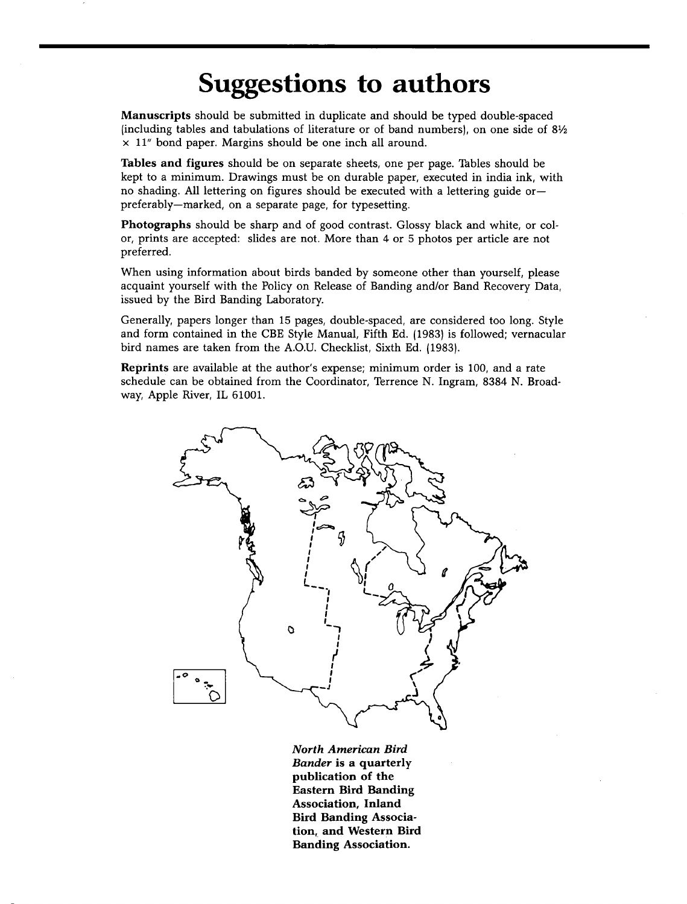# Suggestions to authors

**Manuscripts** should be submitted in duplicate and should be typed double-spaced (including tables and tabulations of literature or of band numbers), on one side of 8½ x 11" bond paper. Margins should be one inch all around.

**Tables and figures** should be on separate sheets, one per page. Tables should be kept to a minimum. Drawings must be on durable paper, executed in india ink, with no shading. All lettering on figures should be executed with a lettering guide or—preferably—marked, on a separate page, for typesetting.

**Photographs** should be sharp and of good contrast. Glossy black and white, or color, prints are accepted: slides are not. More than 4 or 5 photos per article are not preferred.

When using information about birds banded by someone other than yourself, please acquaint yourself with the Policy on Release of Banding and/or Band Recovery Data, issued by the Bird Banding Laboratory.

Generally, papers longer than 15 pages, double-spaced, are considered too long. Style and form contained in the CBE Style Manual, Fifth Ed. (1983) is followed; vernacular bird names are taken from the A.O.U. Checklist, Sixth Ed. (1983).

**Reprints** are available at the author's expense; minimum order is 100, and a rate schedule can be obtained from the Coordinator, Terrence N. Ingram, 8384 N. Broadway, Apple River, IL 61001.

***North American Bird Bander*** **is a quarterly publication of the Eastern Bird Banding Association, Inland Bird Banding Association, and Western Bird Banding Association.**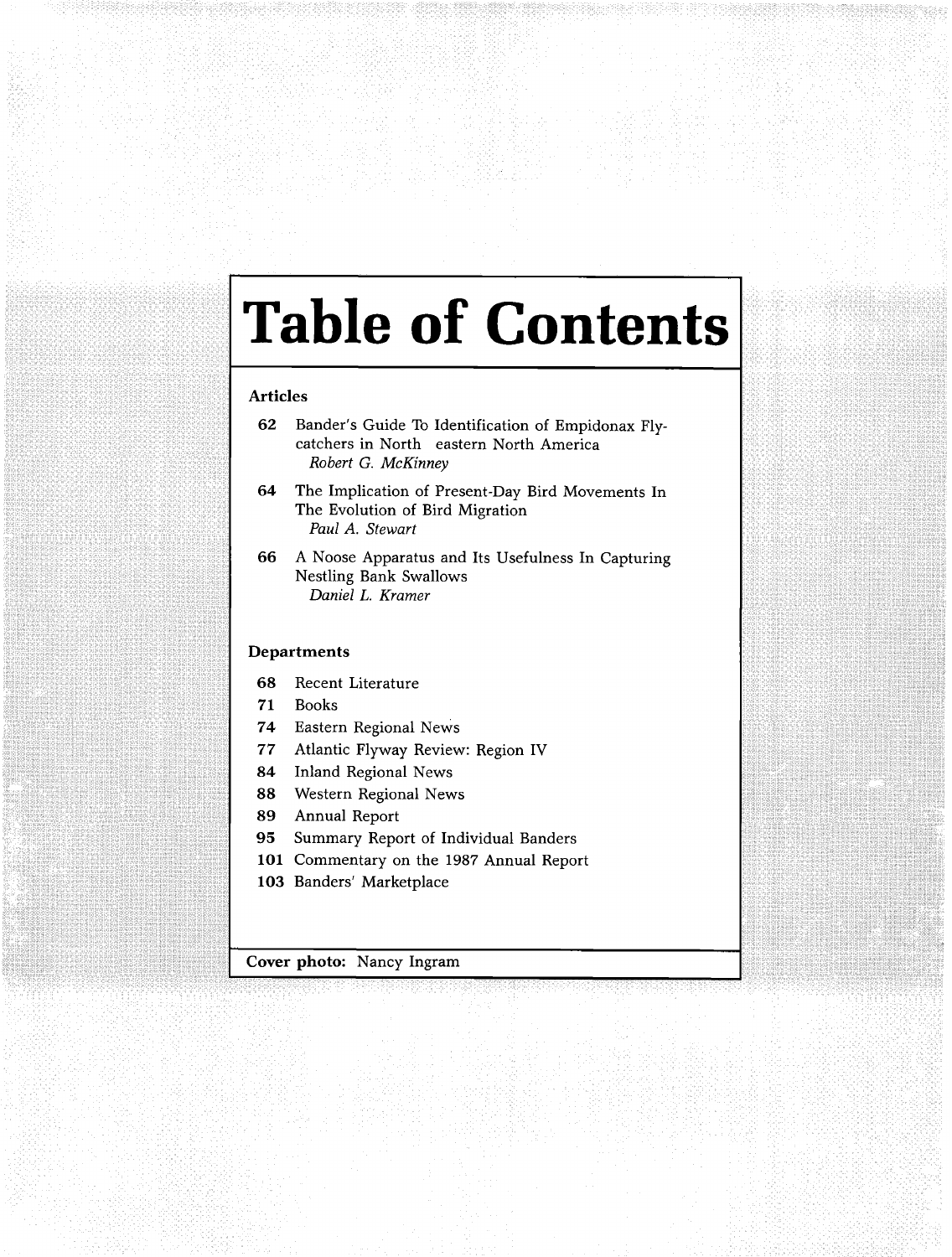# Table of Contents

## Articles

**62** Bander's Guide To Identification of Empidonax Flycatchers in North eastern North America
*Robert G. McKinney*

**64** The Implication of Present-Day Bird Movements In The Evolution of Bird Migration
*Paul A. Stewart*

**66** A Noose Apparatus and Its Usefulness In Capturing Nestling Bank Swallows
*Daniel L. Kramer*

## Departments

**68** Recent Literature
**71** Books
**74** Eastern Regional News
**77** Atlantic Flyway Review: Region IV
**84** Inland Regional News
**88** Western Regional News
**89** Annual Report
**95** Summary Report of Individual Banders
**101** Commentary on the 1987 Annual Report
**103** Banders' Marketplace

**Cover photo:** Nancy Ingram